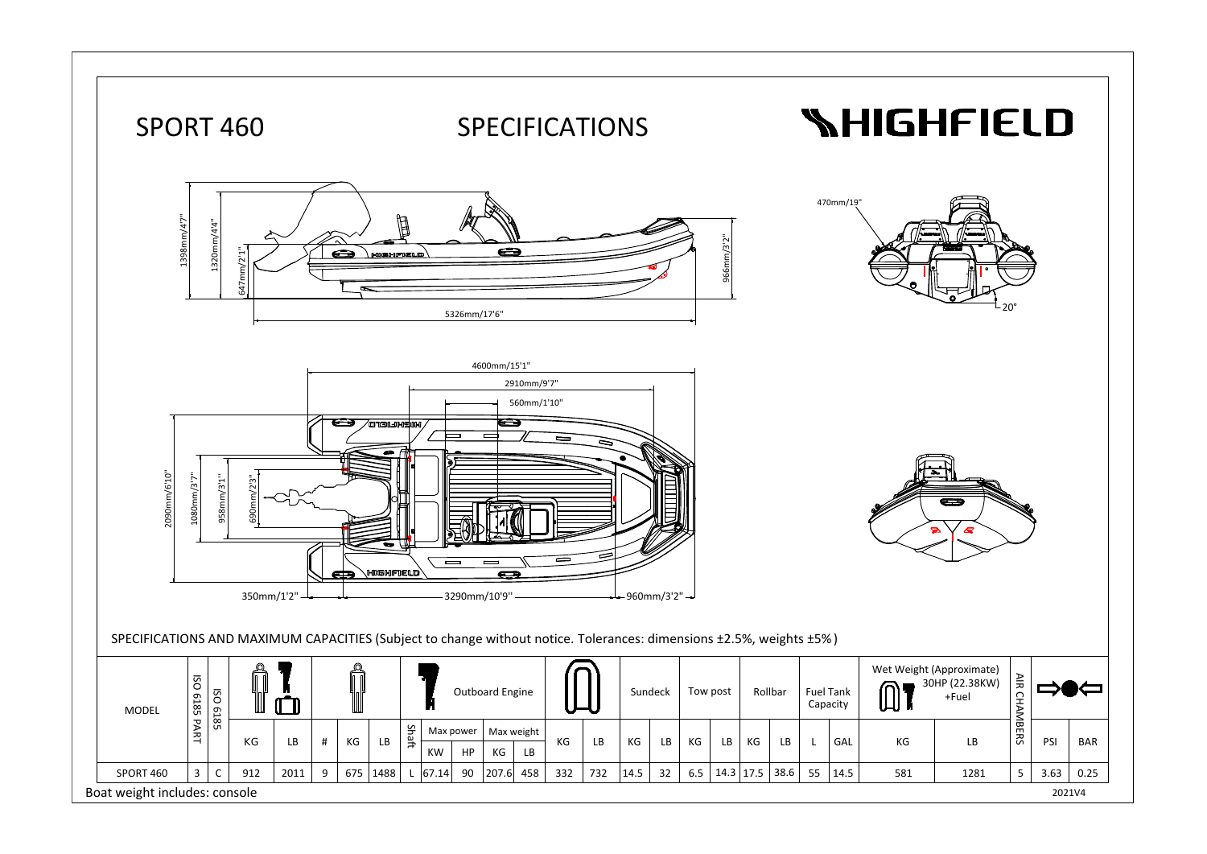# SPORT 460

## SPECIFICATIONS

HIGHFIELD

1398mm/4'7"

1320mm/4'4"

647mm/2'1"

5326mm/17'6"

966mm/3'2"

470mm/19"

20°

4600mm/15'1"

2910mm/9'7"

560mm/1'10"

2090mm/6'10"

1080mm/3'7"

958mm/3'1"

690mm/2'3"

350mm/1'2"

3290mm/10'9"

960mm/3'2"

SPECIFICATIONS AND MAXIMUM CAPACITIES (Subject to change without notice. Tolerances: dimensions ±2.5%, weights ±5%)

| MODEL | ISO 6185 PART | ISO 6185 | | | | | | Shaft | Outboard Engine | | | | | | Sundeck | | Tow post | | Rollbar | | Fuel Tank Capacity | | Wet Weight (Approximate) 30HP (22.38KW) +Fuel | | AIR CHAMBERS | | |
|---|---|---|---|---|---|---|---|---|---|---|---|---|---|---|---|---|---|---|---|---|---|---|---|---|---|---|---|
| | | | | | | | | | Max power | | Max weight | | | | | | | | | | | | | | | | |
| | | | KG | LB | # | KG | LB | | KW | HP | KG | LB | KG | LB | KG | LB | KG | LB | KG | LB | L | GAL | KG | LB | | PSI | BAR |
| SPORT 460 | 3 | C | 912 | 2011 | 9 | 675 | 1488 | L | 67.14 | 90 | 207.6 | 458 | 332 | 732 | 14.5 | 32 | 6.5 | 14.3 | 17.5 | 38.6 | 55 | 14.5 | 581 | 1281 | 5 | 3.63 | 0.25 |

Boat weight includes: console

2021V4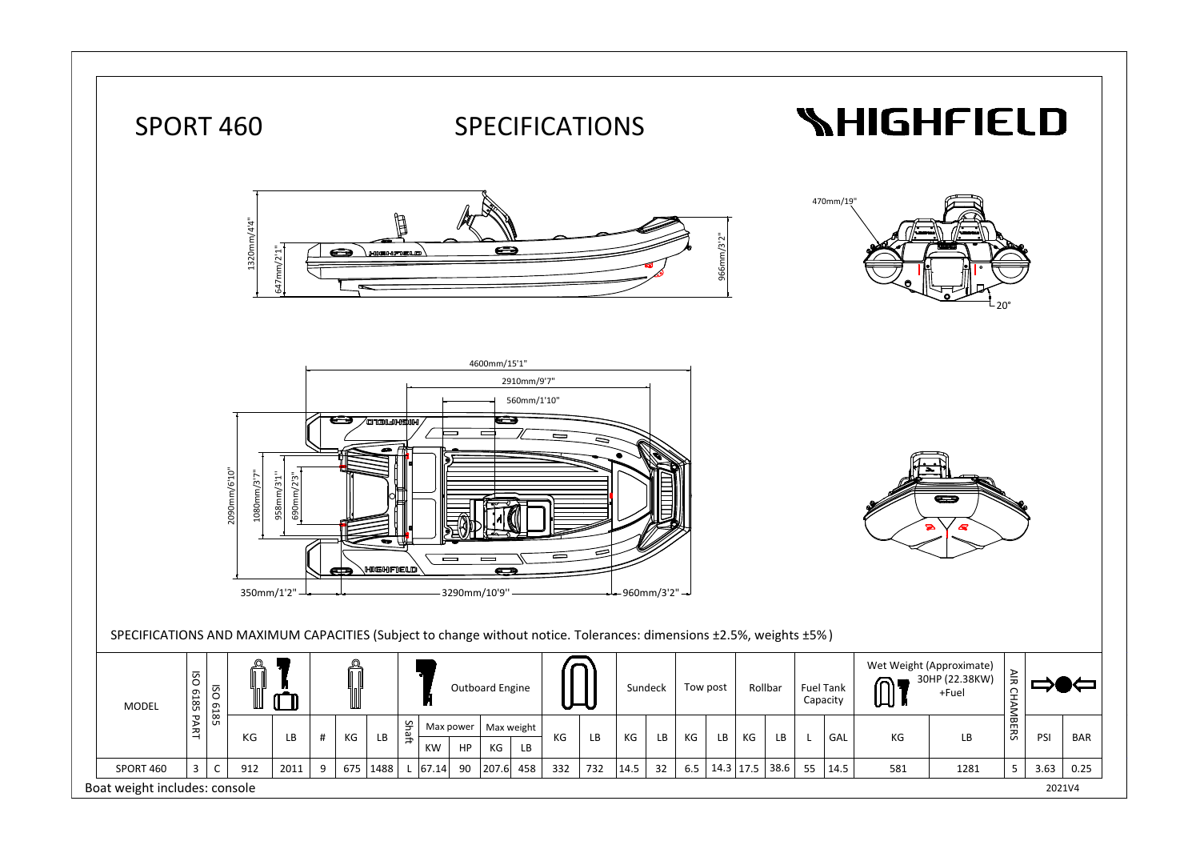# SPORT 460

## SPECIFICATIONS

HIGHFIELD

1320mm/4'4"
647mm/2'1"
966mm/3'2"
470mm/19"
20°
4600mm/15'1"
2910mm/9'7"
560mm/1'10"
2090mm/6'10"
1080mm/3'7"
958mm/3'1"
690mm/2'3"
350mm/1'2"
3290mm/10'9"
960mm/3'2"

SPECIFICATIONS AND MAXIMUM CAPACITIES (Subject to change without notice. Tolerances: dimensions ±2.5%, weights ±5%)

| MODEL | ISO 6185 PART | ISO 6185 | | | | | | Shaft | Outboard Engine | | | | | | Sundeck | | Tow post | | Rollbar | | Fuel Tank Capacity | | Wet Weight (Approximate) 30HP (22.38KW) +Fuel | | AIR CHAMBERS | | |
|---|---|---|---|---|---|---|---|---|---|---|---|---|---|---|---|---|---|---|---|---|---|---|---|---|---|---|---|
| | | | | | | | | | Max power | | Max weight | | | | | | | | | | | | | | | | |
| | | | KG | LB | # | KG | LB | | KW | HP | KG | LB | KG | LB | KG | LB | KG | LB | KG | LB | L | GAL | KG | LB | | PSI | BAR |
| SPORT 460 | 3 | C | 912 | 2011 | 9 | 675 | 1488 | L | 67.14 | 90 | 207.6 | 458 | 332 | 732 | 14.5 | 32 | 6.5 | 14.3 | 17.5 | 38.6 | 55 | 14.5 | 581 | 1281 | 5 | 3.63 | 0.25 |

Boat weight includes: console

2021V4